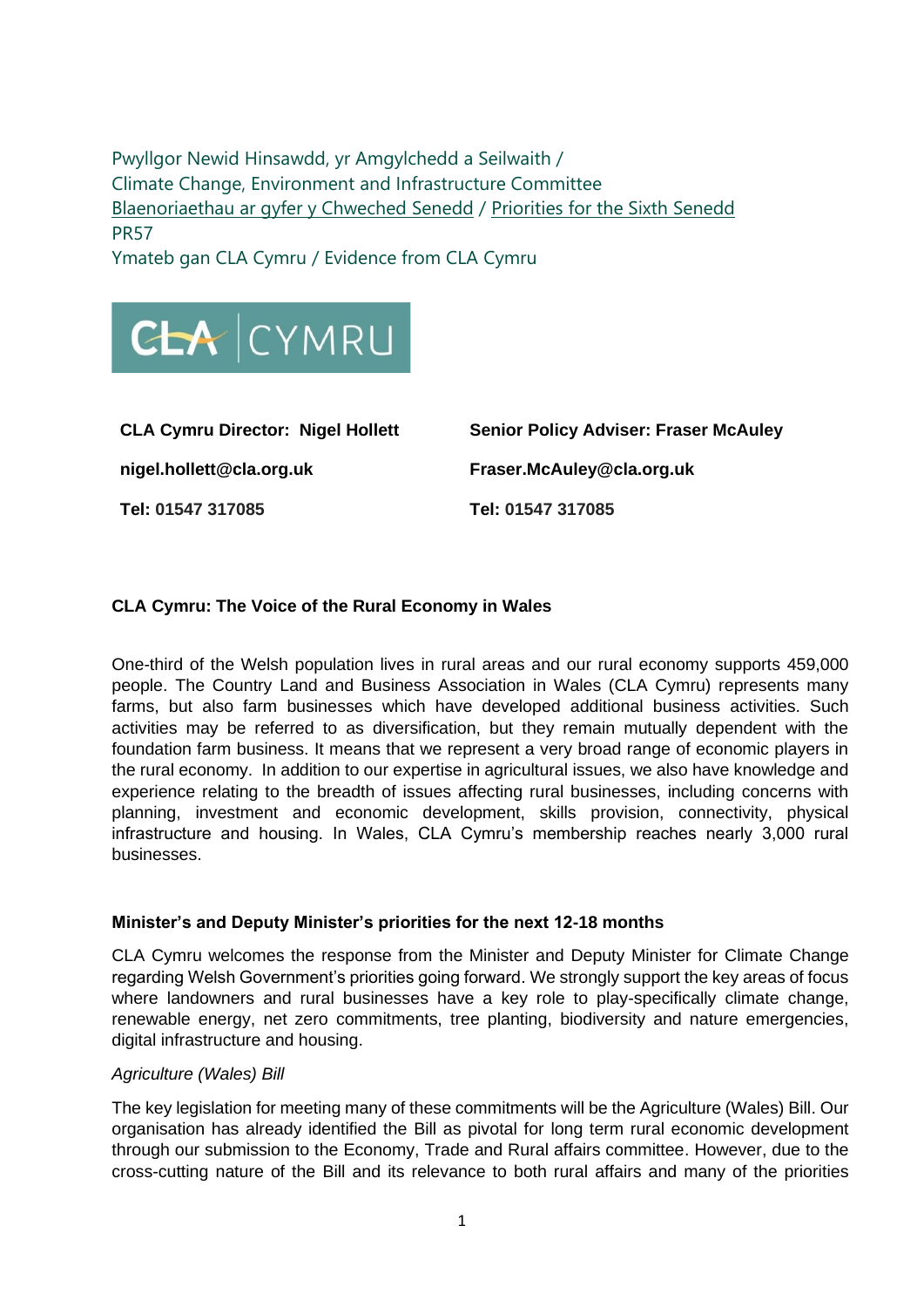Pwyllgor Newid Hinsawdd, yr Amgylchedd a Seilwaith /
Climate Change, Environment and Infrastructure Committee
Blaenoriaethau ar gyfer y Chweched Senedd / Priorities for the Sixth Senedd
PR57
Ymateb gan CLA Cymru / Evidence from CLA Cymru

CLA | CYMRU

| **CLA Cymru Director: Nigel Hollett** | **Senior Policy Adviser: Fraser McAuley** |
|---|---|
| **nigel.hollett@cla.org.uk** | **Fraser.McAuley@cla.org.uk** |
| **Tel: 01547 317085** | **Tel: 01547 317085** |

## CLA Cymru: The Voice of the Rural Economy in Wales

One-third of the Welsh population lives in rural areas and our rural economy supports 459,000 people. The Country Land and Business Association in Wales (CLA Cymru) represents many farms, but also farm businesses which have developed additional business activities. Such activities may be referred to as diversification, but they remain mutually dependent with the foundation farm business. It means that we represent a very broad range of economic players in the rural economy. In addition to our expertise in agricultural issues, we also have knowledge and experience relating to the breadth of issues affecting rural businesses, including concerns with planning, investment and economic development, skills provision, connectivity, physical infrastructure and housing. In Wales, CLA Cymru's membership reaches nearly 3,000 rural businesses.

## Minister's and Deputy Minister's priorities for the next 12-18 months

CLA Cymru welcomes the response from the Minister and Deputy Minister for Climate Change regarding Welsh Government's priorities going forward. We strongly support the key areas of focus where landowners and rural businesses have a key role to play-specifically climate change, renewable energy, net zero commitments, tree planting, biodiversity and nature emergencies, digital infrastructure and housing.

*Agriculture (Wales) Bill*

The key legislation for meeting many of these commitments will be the Agriculture (Wales) Bill. Our organisation has already identified the Bill as pivotal for long term rural economic development through our submission to the Economy, Trade and Rural affairs committee. However, due to the cross-cutting nature of the Bill and its relevance to both rural affairs and many of the priorities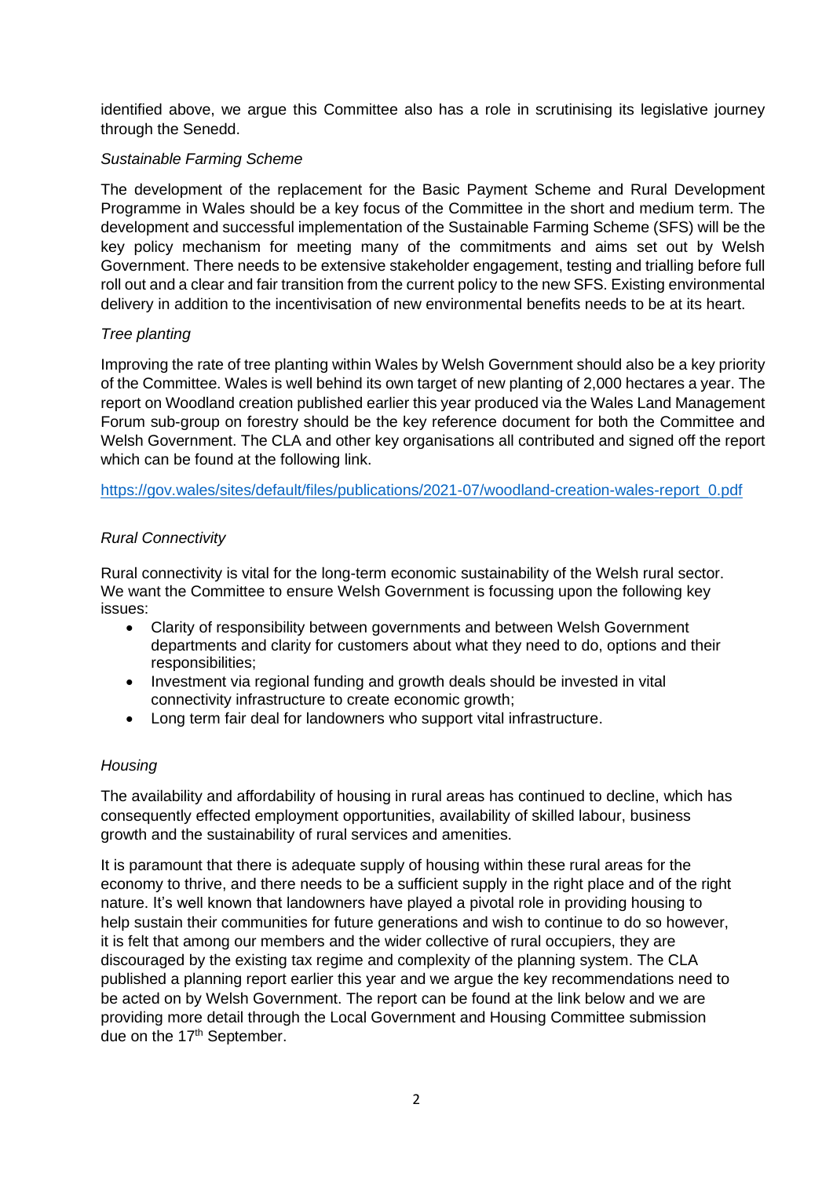identified above, we argue this Committee also has a role in scrutinising its legislative journey through the Senedd.

*Sustainable Farming Scheme*

The development of the replacement for the Basic Payment Scheme and Rural Development Programme in Wales should be a key focus of the Committee in the short and medium term. The development and successful implementation of the Sustainable Farming Scheme (SFS) will be the key policy mechanism for meeting many of the commitments and aims set out by Welsh Government. There needs to be extensive stakeholder engagement, testing and trialling before full roll out and a clear and fair transition from the current policy to the new SFS. Existing environmental delivery in addition to the incentivisation of new environmental benefits needs to be at its heart.

*Tree planting*

Improving the rate of tree planting within Wales by Welsh Government should also be a key priority of the Committee. Wales is well behind its own target of new planting of 2,000 hectares a year. The report on Woodland creation published earlier this year produced via the Wales Land Management Forum sub-group on forestry should be the key reference document for both the Committee and Welsh Government. The CLA and other key organisations all contributed and signed off the report which can be found at the following link.

https://gov.wales/sites/default/files/publications/2021-07/woodland-creation-wales-report_0.pdf

*Rural Connectivity*

Rural connectivity is vital for the long-term economic sustainability of the Welsh rural sector. We want the Committee to ensure Welsh Government is focussing upon the following key issues:

- Clarity of responsibility between governments and between Welsh Government departments and clarity for customers about what they need to do, options and their responsibilities;
- Investment via regional funding and growth deals should be invested in vital connectivity infrastructure to create economic growth;
- Long term fair deal for landowners who support vital infrastructure.

*Housing*

The availability and affordability of housing in rural areas has continued to decline, which has consequently effected employment opportunities, availability of skilled labour, business growth and the sustainability of rural services and amenities.

It is paramount that there is adequate supply of housing within these rural areas for the economy to thrive, and there needs to be a sufficient supply in the right place and of the right nature. It's well known that landowners have played a pivotal role in providing housing to help sustain their communities for future generations and wish to continue to do so however, it is felt that among our members and the wider collective of rural occupiers, they are discouraged by the existing tax regime and complexity of the planning system. The CLA published a planning report earlier this year and we argue the key recommendations need to be acted on by Welsh Government. The report can be found at the link below and we are providing more detail through the Local Government and Housing Committee submission due on the 17th September.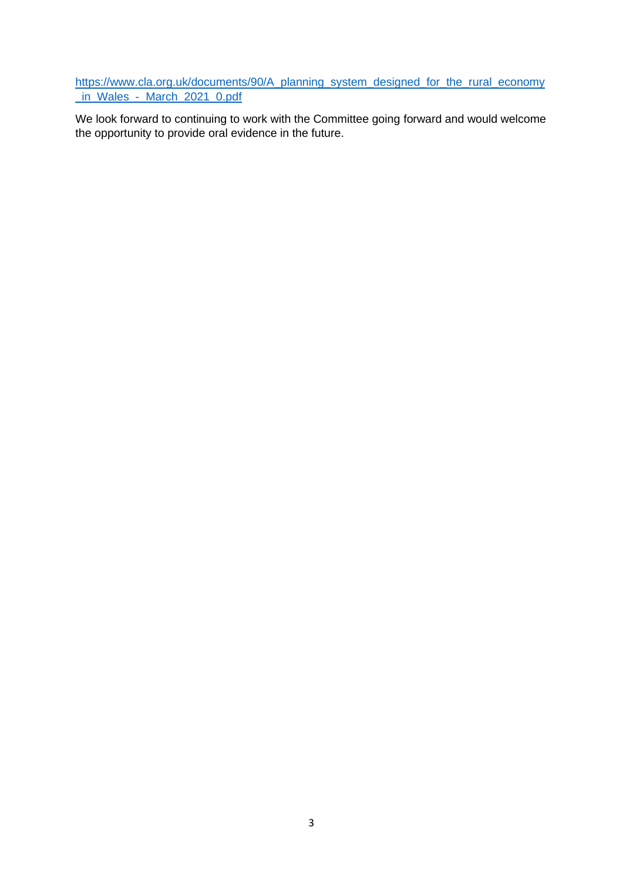https://www.cla.org.uk/documents/90/A_planning_system_designed_for_the_rural_economy_in_Wales_-_March_2021_0.pdf

We look forward to continuing to work with the Committee going forward and would welcome the opportunity to provide oral evidence in the future.